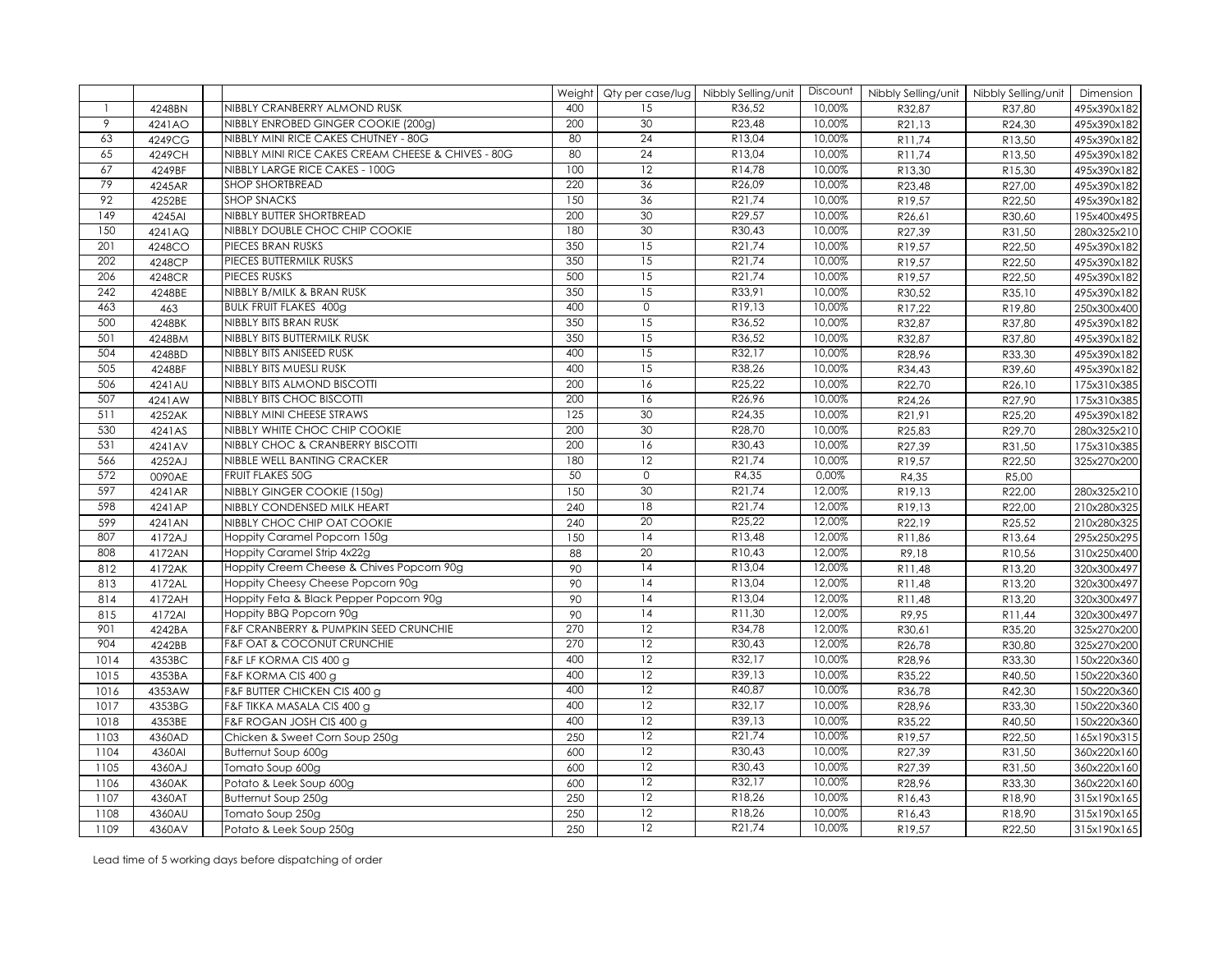| | | | Weight | Qty per case/lug | Nibbly Selling/unit | Discount | Nibbly Selling/unit | Nibbly Selling/unit | Dimension |
|---|---|---|---|---|---|---|---|---|---|
| 1 | 4248BN | | NIBBLY CRANBERRY ALMOND RUSK | 400 | 15 | R36,52 | 10,00% | R32,87 | R37,80 | 495x390x182 |
| 9 | 4241AO | | NIBBLY ENROBED GINGER COOKIE (200g) | 200 | 30 | R23,48 | 10,00% | R21,13 | R24,30 | 495x390x182 |
| 63 | 4249CG | | NIBBLY MINI RICE CAKES CHUTNEY - 80G | 80 | 24 | R13,04 | 10,00% | R11,74 | R13,50 | 495x390x182 |
| 65 | 4249CH | | NIBBLY MINI RICE CAKES CREAM CHEESE & CHIVES - 80G | 80 | 24 | R13,04 | 10,00% | R11,74 | R13,50 | 495x390x182 |
| 67 | 4249BF | | NIBBLY LARGE RICE CAKES - 100G | 100 | 12 | R14,78 | 10,00% | R13,30 | R15,30 | 495x390x182 |
| 79 | 4245AR | | SHOP SHORTBREAD | 220 | 36 | R26,09 | 10,00% | R23,48 | R27,00 | 495x390x182 |
| 92 | 4252BE | | SHOP SNACKS | 150 | 36 | R21,74 | 10,00% | R19,57 | R22,50 | 495x390x182 |
| 149 | 4245AI | | NIBBLY BUTTER SHORTBREAD | 200 | 30 | R29,57 | 10,00% | R26,61 | R30,60 | 195x400x495 |
| 150 | 4241AQ | | NIBBLY DOUBLE CHOC CHIP COOKIE | 180 | 30 | R30,43 | 10,00% | R27,39 | R31,50 | 280x325x210 |
| 201 | 4248CO | | PIECES BRAN RUSKS | 350 | 15 | R21,74 | 10,00% | R19,57 | R22,50 | 495x390x182 |
| 202 | 4248CP | | PIECES BUTTERMILK RUSKS | 350 | 15 | R21,74 | 10,00% | R19,57 | R22,50 | 495x390x182 |
| 206 | 4248CR | | PIECES RUSKS | 500 | 15 | R21,74 | 10,00% | R19,57 | R22,50 | 495x390x182 |
| 242 | 4248BE | | NIBBLY B/MILK & BRAN RUSK | 350 | 15 | R33,91 | 10,00% | R30,52 | R35,10 | 495x390x182 |
| 463 | 463 | | BULK FRUIT FLAKES 400g | 400 | 0 | R19,13 | 10,00% | R17,22 | R19,80 | 250x300x400 |
| 500 | 4248BK | | NIBBLY BITS BRAN RUSK | 350 | 15 | R36,52 | 10,00% | R32,87 | R37,80 | 495x390x182 |
| 501 | 4248BM | | NIBBLY BITS BUTTERMILK RUSK | 350 | 15 | R36,52 | 10,00% | R32,87 | R37,80 | 495x390x182 |
| 504 | 4248BD | | NIBBLY BITS ANISEED RUSK | 400 | 15 | R32,17 | 10,00% | R28,96 | R33,30 | 495x390x182 |
| 505 | 4248BF | | NIBBLY BITS MUESLI RUSK | 400 | 15 | R38,26 | 10,00% | R34,43 | R39,60 | 495x390x182 |
| 506 | 4241AU | | NIBBLY BITS ALMOND BISCOTTI | 200 | 16 | R25,22 | 10,00% | R22,70 | R26,10 | 175x310x385 |
| 507 | 4241AW | | NIBBLY BITS CHOC BISCOTTI | 200 | 16 | R26,96 | 10,00% | R24,26 | R27,90 | 175x310x385 |
| 511 | 4252AK | | NIBBLY MINI CHEESE STRAWS | 125 | 30 | R24,35 | 10,00% | R21,91 | R25,20 | 495x390x182 |
| 530 | 4241AS | | NIBBLY WHITE CHOC CHIP COOKIE | 200 | 30 | R28,70 | 10,00% | R25,83 | R29,70 | 280x325x210 |
| 531 | 4241AV | | NIBBLY CHOC & CRANBERRY BISCOTTI | 200 | 16 | R30,43 | 10,00% | R27,39 | R31,50 | 175x310x385 |
| 566 | 4252AJ | | NIBBLE WELL BANTING CRACKER | 180 | 12 | R21,74 | 10,00% | R19,57 | R22,50 | 325x270x200 |
| 572 | 0090AE | | FRUIT FLAKES 50G | 50 | 0 | R4,35 | 0,00% | R4,35 | R5,00 | |
| 597 | 4241AR | | NIBBLY GINGER COOKIE (150g) | 150 | 30 | R21,74 | 12,00% | R19,13 | R22,00 | 280x325x210 |
| 598 | 4241AP | | NIBBLY CONDENSED MILK HEART | 240 | 18 | R21,74 | 12,00% | R19,13 | R22,00 | 210x280x325 |
| 599 | 4241AN | | NIBBLY CHOC CHIP OAT COOKIE | 240 | 20 | R25,22 | 12,00% | R22,19 | R25,52 | 210x280x325 |
| 807 | 4172AJ | | Hoppity Caramel Popcorn 150g | 150 | 14 | R13,48 | 12,00% | R11,86 | R13,64 | 295x250x295 |
| 808 | 4172AN | | Hoppity Caramel Strip 4x22g | 88 | 20 | R10,43 | 12,00% | R9,18 | R10,56 | 310x250x400 |
| 812 | 4172AK | | Hoppity Creem Cheese & Chives Popcorn 90g | 90 | 14 | R13,04 | 12,00% | R11,48 | R13,20 | 320x300x497 |
| 813 | 4172AL | | Hoppity Cheesy Cheese Popcorn 90g | 90 | 14 | R13,04 | 12,00% | R11,48 | R13,20 | 320x300x497 |
| 814 | 4172AH | | Hoppity Feta & Black Pepper Popcorn 90g | 90 | 14 | R13,04 | 12,00% | R11,48 | R13,20 | 320x300x497 |
| 815 | 4172AI | | Hoppity BBQ Popcorn 90g | 90 | 14 | R11,30 | 12,00% | R9,95 | R11,44 | 320x300x497 |
| 901 | 4242BA | | F&F CRANBERRY & PUMPKIN SEED CRUNCHIE | 270 | 12 | R34,78 | 12,00% | R30,61 | R35,20 | 325x270x200 |
| 904 | 4242BB | | F&F OAT & COCONUT CRUNCHIE | 270 | 12 | R30,43 | 12,00% | R26,78 | R30,80 | 325x270x200 |
| 1014 | 4353BC | | F&F LF KORMA CIS 400 g | 400 | 12 | R32,17 | 10,00% | R28,96 | R33,30 | 150x220x360 |
| 1015 | 4353BA | | F&F KORMA CIS 400 g | 400 | 12 | R39,13 | 10,00% | R35,22 | R40,50 | 150x220x360 |
| 1016 | 4353AW | | F&F BUTTER CHICKEN CIS 400 g | 400 | 12 | R40,87 | 10,00% | R36,78 | R42,30 | 150x220x360 |
| 1017 | 4353BG | | F&F TIKKA MASALA CIS 400 g | 400 | 12 | R32,17 | 10,00% | R28,96 | R33,30 | 150x220x360 |
| 1018 | 4353BE | | F&F ROGAN JOSH CIS 400 g | 400 | 12 | R39,13 | 10,00% | R35,22 | R40,50 | 150x220x360 |
| 1103 | 4360AD | | Chicken & Sweet Corn Soup 250g | 250 | 12 | R21,74 | 10,00% | R19,57 | R22,50 | 165x190x315 |
| 1104 | 4360AI | | Butternut Soup 600g | 600 | 12 | R30,43 | 10,00% | R27,39 | R31,50 | 360x220x160 |
| 1105 | 4360AJ | | Tomato Soup 600g | 600 | 12 | R30,43 | 10,00% | R27,39 | R31,50 | 360x220x160 |
| 1106 | 4360AK | | Potato & Leek Soup 600g | 600 | 12 | R32,17 | 10,00% | R28,96 | R33,30 | 360x220x160 |
| 1107 | 4360AT | | Butternut Soup 250g | 250 | 12 | R18,26 | 10,00% | R16,43 | R18,90 | 315x190x165 |
| 1108 | 4360AU | | Tomato Soup 250g | 250 | 12 | R18,26 | 10,00% | R16,43 | R18,90 | 315x190x165 |
| 1109 | 4360AV | | Potato & Leek Soup 250g | 250 | 12 | R21,74 | 10,00% | R19,57 | R22,50 | 315x190x165 |

Lead time of 5 working days before dispatching of order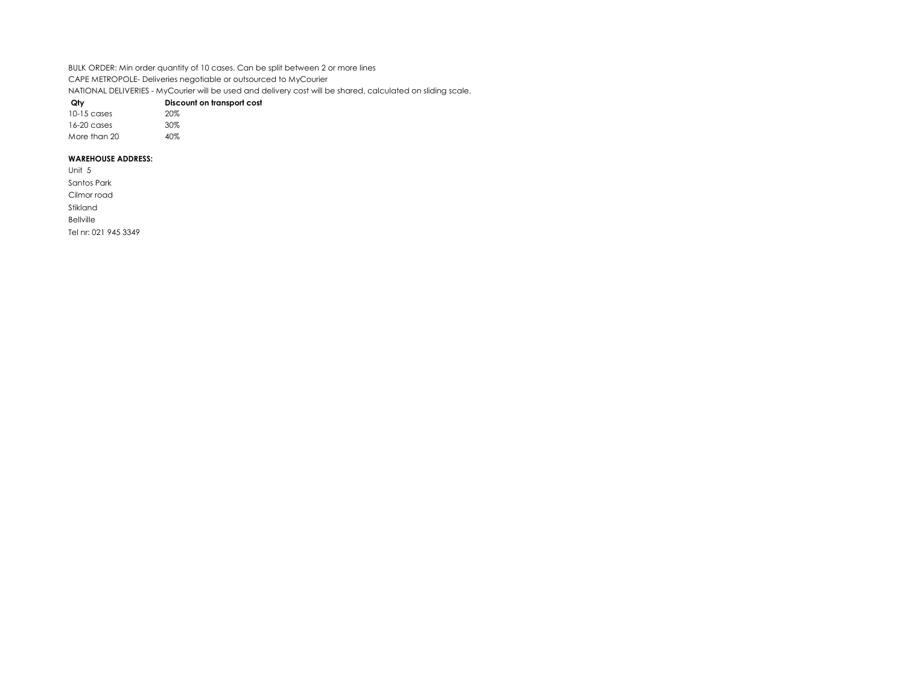BULK ORDER: Min order quantity of 10 cases. Can be split between 2 or more lines

CAPE METROPOLE- Deliveries negotiable or outsourced to MyCourier

NATIONAL DELIVERIES - MyCourier will be used and delivery cost will be shared, calculated on sliding scale.

| **Qty** | **Discount on transport cost** |
|---|---|
| 10-15 cases | 20% |
| 16-20 cases | 30% |
| More than 20 | 40% |

**WAREHOUSE ADDRESS:**

Unit 5
Santos Park
Cilmor road
Stikland
Bellville
Tel nr: 021 945 3349